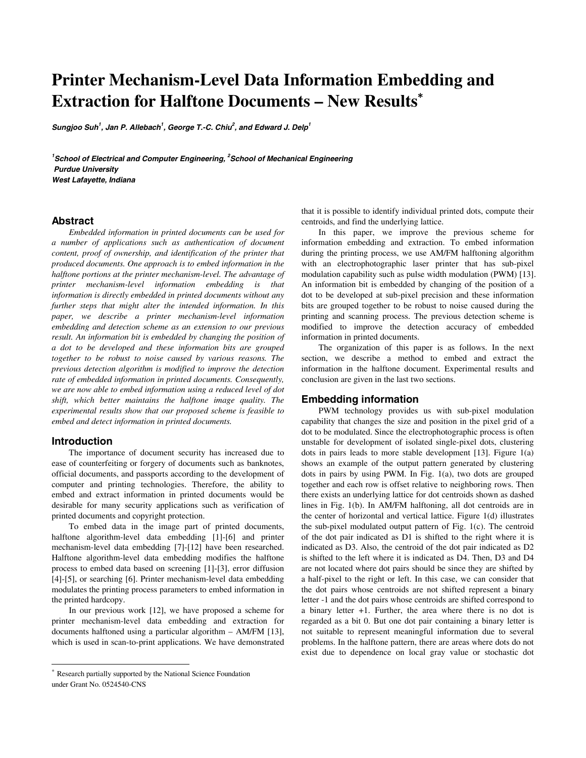# Printer Mechanism-Level Data Information Embedding and Extraction for Halftone Documents – New Results*

***Sungjoo Suh[1], Jan P. Allebach[1], George T.-C. Chiu[2], and Edward J. Delp[1]***

***[1]School of Electrical and Computer Engineering, [2]School of Mechanical Engineering***
***Purdue University***
***West Lafayette, Indiana***

## Abstract

*Embedded information in printed documents can be used for a number of applications such as authentication of document content, proof of ownership, and identification of the printer that produced documents. One approach is to embed information in the halftone portions at the printer mechanism-level. The advantage of printer mechanism-level information embedding is that information is directly embedded in printed documents without any further steps that might alter the intended information. In this paper, we describe a printer mechanism-level information embedding and detection scheme as an extension to our previous result. An information bit is embedded by changing the position of a dot to be developed and these information bits are grouped together to be robust to noise caused by various reasons. The previous detection algorithm is modified to improve the detection rate of embedded information in printed documents. Consequently, we are now able to embed information using a reduced level of dot shift, which better maintains the halftone image quality. The experimental results show that our proposed scheme is feasible to embed and detect information in printed documents.*

## Introduction

The importance of document security has increased due to ease of counterfeiting or forgery of documents such as banknotes, official documents, and passports according to the development of computer and printing technologies. Therefore, the ability to embed and extract information in printed documents would be desirable for many security applications such as verification of printed documents and copyright protection.

To embed data in the image part of printed documents, halftone algorithm-level data embedding [1]-[6] and printer mechanism-level data embedding [7]-[12] have been researched. Halftone algorithm-level data embedding modifies the halftone process to embed data based on screening [1]-[3], error diffusion [4]-[5], or searching [6]. Printer mechanism-level data embedding modulates the printing process parameters to embed information in the printed hardcopy.

In our previous work [12], we have proposed a scheme for printer mechanism-level data embedding and extraction for documents halftoned using a particular algorithm – AM/FM [13], which is used in scan-to-print applications. We have demonstrated that it is possible to identify individual printed dots, compute their centroids, and find the underlying lattice.

In this paper, we improve the previous scheme for information embedding and extraction. To embed information during the printing process, we use AM/FM halftoning algorithm with an electrophotographic laser printer that has sub-pixel modulation capability such as pulse width modulation (PWM) [13]. An information bit is embedded by changing of the position of a dot to be developed at sub-pixel precision and these information bits are grouped together to be robust to noise caused during the printing and scanning process. The previous detection scheme is modified to improve the detection accuracy of embedded information in printed documents.

The organization of this paper is as follows. In the next section, we describe a method to embed and extract the information in the halftone document. Experimental results and conclusion are given in the last two sections.

## Embedding information

PWM technology provides us with sub-pixel modulation capability that changes the size and position in the pixel grid of a dot to be modulated. Since the electrophotographic process is often unstable for development of isolated single-pixel dots, clustering dots in pairs leads to more stable development [13]. Figure 1(a) shows an example of the output pattern generated by clustering dots in pairs by using PWM. In Fig. 1(a), two dots are grouped together and each row is offset relative to neighboring rows. Then there exists an underlying lattice for dot centroids shown as dashed lines in Fig. 1(b). In AM/FM halftoning, all dot centroids are in the center of horizontal and vertical lattice. Figure 1(d) illustrates the sub-pixel modulated output pattern of Fig. 1(c). The centroid of the dot pair indicated as D1 is shifted to the right where it is indicated as D3. Also, the centroid of the dot pair indicated as D2 is shifted to the left where it is indicated as D4. Then, D3 and D4 are not located where dot pairs should be since they are shifted by a half-pixel to the right or left. In this case, we can consider that the dot pairs whose centroids are not shifted represent a binary letter -1 and the dot pairs whose centroids are shifted correspond to a binary letter +1. Further, the area where there is no dot is regarded as a bit 0. But one dot pair containing a binary letter is not suitable to represent meaningful information due to several problems. In the halftone pattern, there are areas where dots do not exist due to dependence on local gray value or stochastic dot

* Research partially supported by the National Science Foundation under Grant No. 0524540-CNS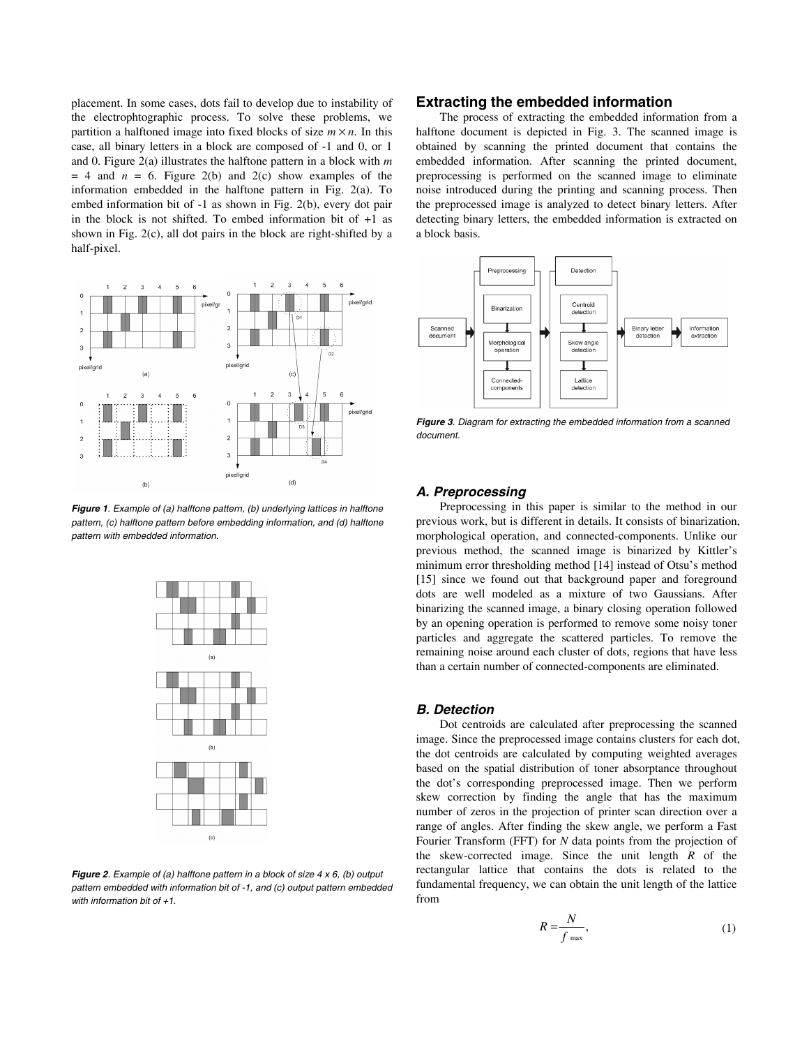placement. In some cases, dots fail to develop due to instability of the electrophtographic process. To solve these problems, we partition a halftoned image into fixed blocks of size $m \times n$. In this case, all binary letters in a block are composed of -1 and 0, or 1 and 0. Figure 2(a) illustrates the halftone pattern in a block with $m = 4$ and $n = 6$. Figure 2(b) and 2(c) show examples of the information embedded in the halftone pattern in Fig. 2(a). To embed information bit of -1 as shown in Fig. 2(b), every dot pair in the block is not shifted. To embed information bit of +1 as shown in Fig. 2(c), all dot pairs in the block are right-shifted by a half-pixel.

***Figure 1**. Example of (a) halftone pattern, (b) underlying lattices in halftone pattern, (c) halftone pattern before embedding information, and (d) halftone pattern with embedded information.*

***Figure 2**. Example of (a) halftone pattern in a block of size 4 x 6, (b) output pattern embedded with information bit of -1, and (c) output pattern embedded with information bit of +1.*

## Extracting the embedded information

The process of extracting the embedded information from a halftone document is depicted in Fig. 3. The scanned image is obtained by scanning the printed document that contains the embedded information. After scanning the printed document, preprocessing is performed on the scanned image to eliminate noise introduced during the printing and scanning process. Then the preprocessed image is analyzed to detect binary letters. After detecting binary letters, the embedded information is extracted on a block basis.

***Figure 3**. Diagram for extracting the embedded information from a scanned document.*

### *A. Preprocessing*

Preprocessing in this paper is similar to the method in our previous work, but is different in details. It consists of binarization, morphological operation, and connected-components. Unlike our previous method, the scanned image is binarized by Kittler's minimum error thresholding method [14] instead of Otsu's method [15] since we found out that background paper and foreground dots are well modeled as a mixture of two Gaussians. After binarizing the scanned image, a binary closing operation followed by an opening operation is performed to remove some noisy toner particles and aggregate the scattered particles. To remove the remaining noise around each cluster of dots, regions that have less than a certain number of connected-components are eliminated.

### *B. Detection*

Dot centroids are calculated after preprocessing the scanned image. Since the preprocessed image contains clusters for each dot, the dot centroids are calculated by computing weighted averages based on the spatial distribution of toner absorptance throughout the dot's corresponding preprocessed image. Then we perform skew correction by finding the angle that has the maximum number of zeros in the projection of printer scan direction over a range of angles. After finding the skew angle, we perform a Fast Fourier Transform (FFT) for $N$ data points from the projection of the skew-corrected image. Since the unit length $R$ of the rectangular lattice that contains the dots is related to the fundamental frequency, we can obtain the unit length of the lattice from

$$R = \frac{N}{f_{\max}}, \tag{1}$$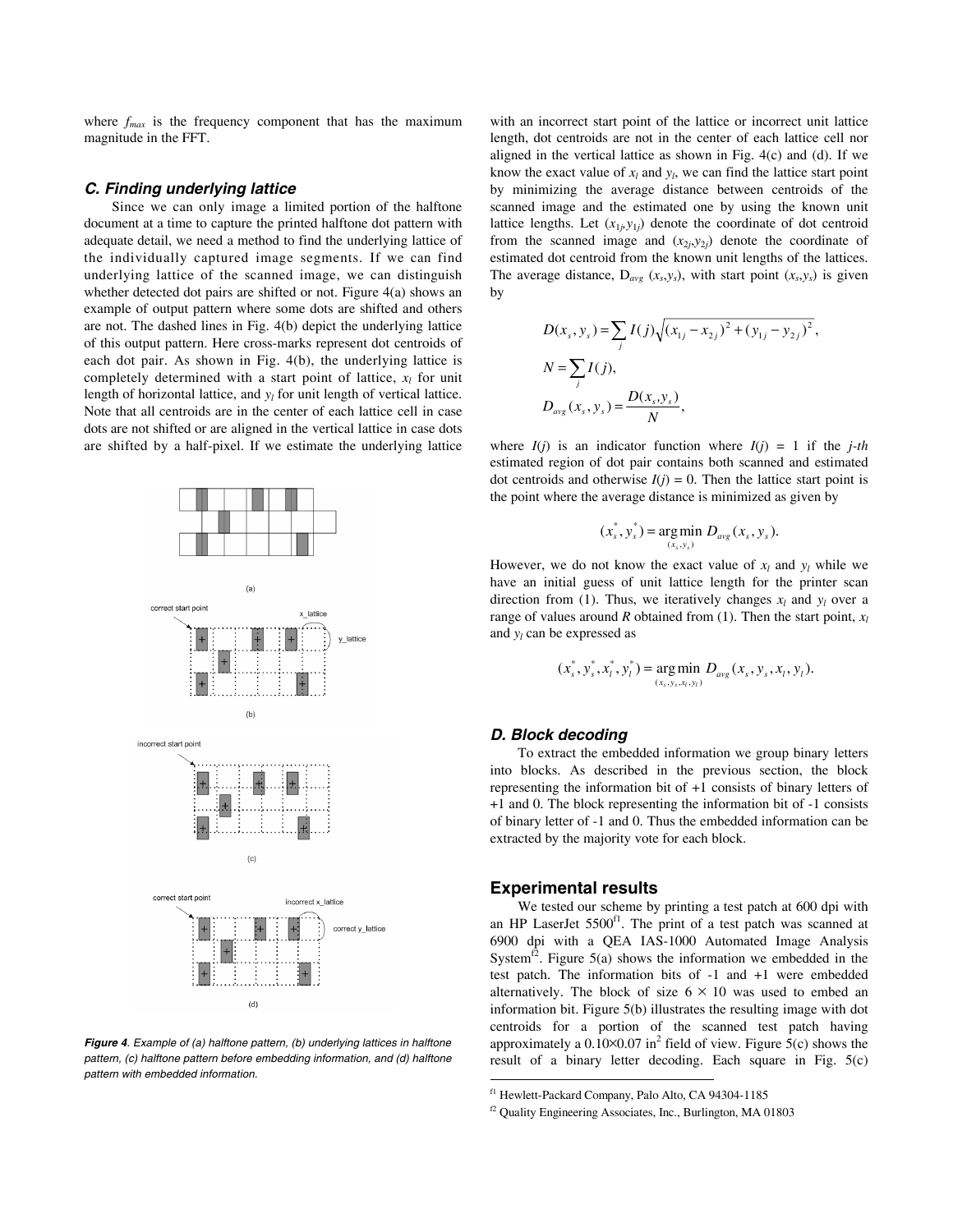where $f_{max}$ is the frequency component that has the maximum magnitude in the FFT.

### C. Finding underlying lattice

Since we can only image a limited portion of the halftone document at a time to capture the printed halftone dot pattern with adequate detail, we need a method to find the underlying lattice of the individually captured image segments. If we can find underlying lattice of the scanned image, we can distinguish whether detected dot pairs are shifted or not. Figure 4(a) shows an example of output pattern where some dots are shifted and others are not. The dashed lines in Fig. 4(b) depict the underlying lattice of this output pattern. Here cross-marks represent dot centroids of each dot pair. As shown in Fig. 4(b), the underlying lattice is completely determined with a start point of lattice, $x_l$ for unit length of horizontal lattice, and $y_l$ for unit length of vertical lattice. Note that all centroids are in the center of each lattice cell in case dots are not shifted or are aligned in the vertical lattice in case dots are shifted by a half-pixel. If we estimate the underlying lattice with an incorrect start point of the lattice or incorrect unit lattice length, dot centroids are not in the center of each lattice cell nor aligned in the vertical lattice as shown in Fig. 4(c) and (d). If we know the exact value of $x_l$ and $y_l$, we can find the lattice start point by minimizing the average distance between centroids of the scanned image and the estimated one by using the known unit lattice lengths. Let $(x_{1j}, y_{1j})$ denote the coordinate of dot centroid from the scanned image and $(x_{2j}, y_{2j})$ denote the coordinate of estimated dot centroid from the known unit lengths of the lattices. The average distance, $D_{avg}(x_s, y_s)$, with start point $(x_s, y_s)$ is given by

$$D(x_s, y_s) = \sum_j I(j)\sqrt{(x_{1j} - x_{2j})^2 + (y_{1j} - y_{2j})^2},$$

$$N = \sum_j I(j),$$

$$D_{avg}(x_s, y_s) = \frac{D(x_s, y_s)}{N},$$

where $I(j)$ is an indicator function where $I(j) = 1$ if the *j-th* estimated region of dot pair contains both scanned and estimated dot centroids and otherwise $I(j) = 0$. Then the lattice start point is the point where the average distance is minimized as given by

$$(x_s^*, y_s^*) = \underset{(x_s, y_s)}{\arg\min}\ D_{avg}(x_s, y_s).$$

However, we do not know the exact value of $x_l$ and $y_l$ while we have an initial guess of unit lattice length for the printer scan direction from (1). Thus, we iteratively changes $x_l$ and $y_l$ over a range of values around *R* obtained from (1). Then the start point, $x_l$ and $y_l$ can be expressed as

$$(x_s^*, y_s^*, x_l^*, y_l^*) = \underset{(x_s, y_s, x_l, y_l)}{\arg\min}\ D_{avg}(x_s, y_s, x_l, y_l).$$

*Figure 4. Example of (a) halftone pattern, (b) underlying lattices in halftone pattern, (c) halftone pattern before embedding information, and (d) halftone pattern with embedded information.*

### D. Block decoding

To extract the embedded information we group binary letters into blocks. As described in the previous section, the block representing the information bit of +1 consists of binary letters of +1 and 0. The block representing the information bit of -1 consists of binary letter of -1 and 0. Thus the embedded information can be extracted by the majority vote for each block.

## Experimental results

We tested our scheme by printing a test patch at 600 dpi with an HP LaserJet 5500[f1]. The print of a test patch was scanned at 6900 dpi with a QEA IAS-1000 Automated Image Analysis System[f2]. Figure 5(a) shows the information we embedded in the test patch. The information bits of -1 and +1 were embedded alternatively. The block of size 6 × 10 was used to embed an information bit. Figure 5(b) illustrates the resulting image with dot centroids for a portion of the scanned test patch having approximately a 0.10×0.07 in$^2$ field of view. Figure 5(c) shows the result of a binary letter decoding. Each square in Fig. 5(c)

[f1] Hewlett-Packard Company, Palo Alto, CA 94304-1185

[f2] Quality Engineering Associates, Inc., Burlington, MA 01803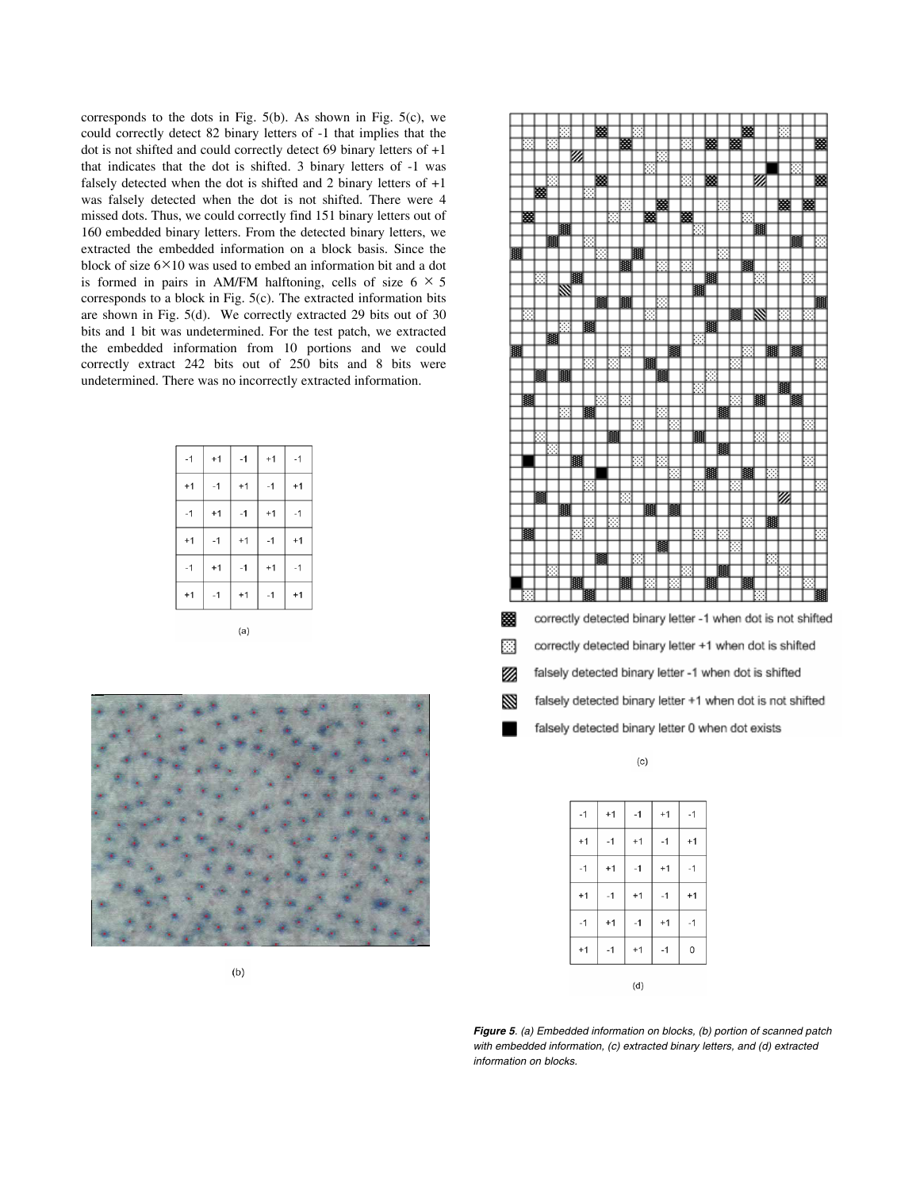corresponds to the dots in Fig. 5(b). As shown in Fig. 5(c), we could correctly detect 82 binary letters of -1 that implies that the dot is not shifted and could correctly detect 69 binary letters of +1 that indicates that the dot is shifted. 3 binary letters of -1 was falsely detected when the dot is shifted and 2 binary letters of +1 was falsely detected when the dot is not shifted. There were 4 missed dots. Thus, we could correctly find 151 binary letters out of 160 embedded binary letters. From the detected binary letters, we extracted the embedded information on a block basis. Since the block of size 6×10 was used to embed an information bit and a dot is formed in pairs in AM/FM halftoning, cells of size 6 × 5 corresponds to a block in Fig. 5(c). The extracted information bits are shown in Fig. 5(d). We correctly extracted 29 bits out of 30 bits and 1 bit was undetermined. For the test patch, we extracted the embedded information from 10 portions and we could correctly extract 242 bits out of 250 bits and 8 bits were undetermined. There was no incorrectly extracted information.

| -1 | +1 | -1 | +1 | -1 |
|---|---|---|---|---|
| +1 | -1 | +1 | -1 | +1 |
| -1 | +1 | -1 | +1 | -1 |
| +1 | -1 | +1 | -1 | +1 |
| -1 | +1 | -1 | +1 | -1 |
| +1 | -1 | +1 | -1 | +1 |

(a)

(b)

correctly detected binary letter -1 when dot is not shifted

correctly detected binary letter +1 when dot is shifted

falsely detected binary letter -1 when dot is shifted

falsely detected binary letter +1 when dot is not shifted

falsely detected binary letter 0 when dot exists

(c)

| -1 | +1 | -1 | +1 | -1 |
|---|---|---|---|---|
| +1 | -1 | +1 | -1 | +1 |
| -1 | +1 | -1 | +1 | -1 |
| +1 | -1 | +1 | -1 | +1 |
| -1 | +1 | -1 | +1 | -1 |
| +1 | -1 | +1 | -1 | 0 |

(d)

***Figure 5**. (a) Embedded information on blocks, (b) portion of scanned patch with embedded information, (c) extracted binary letters, and (d) extracted information on blocks.*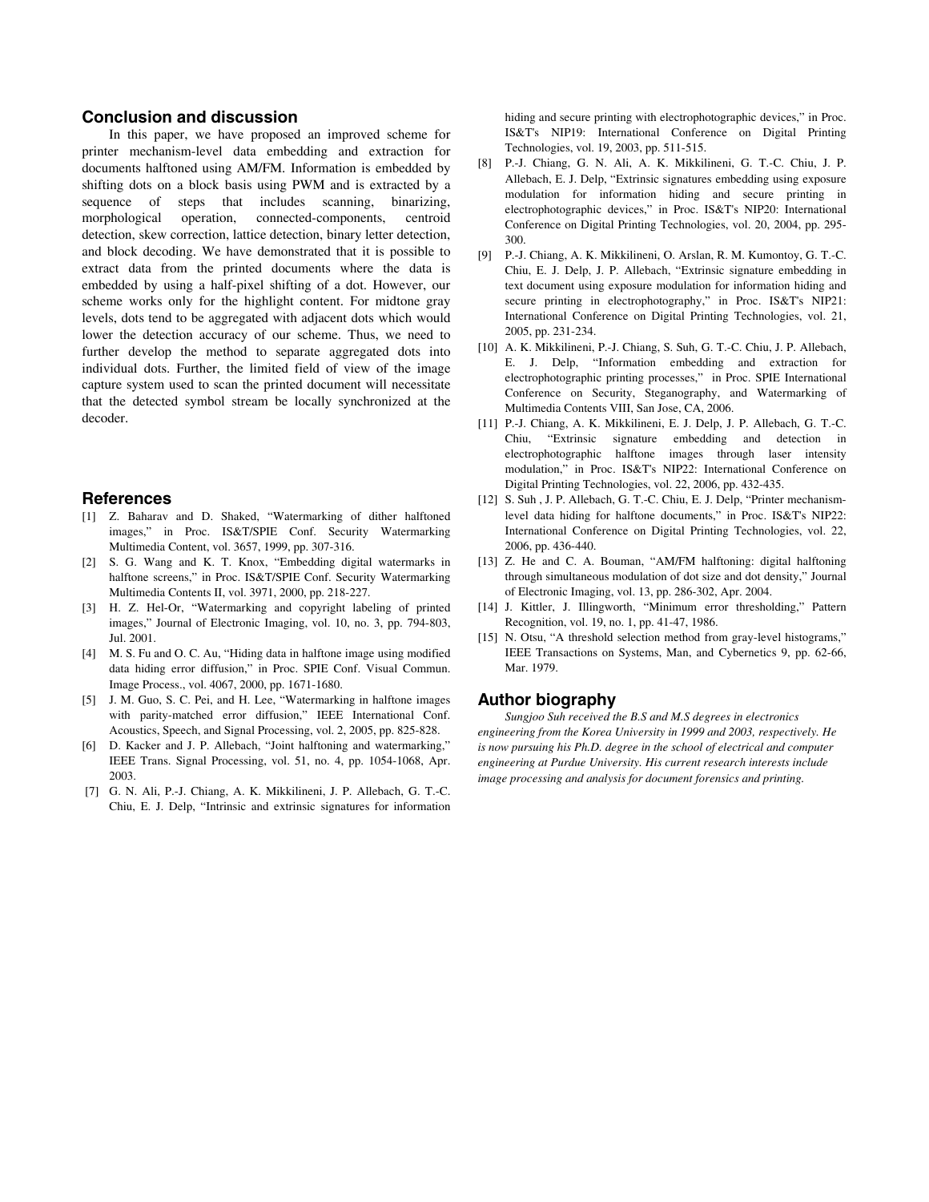## Conclusion and discussion

In this paper, we have proposed an improved scheme for printer mechanism-level data embedding and extraction for documents halftoned using AM/FM. Information is embedded by shifting dots on a block basis using PWM and is extracted by a sequence of steps that includes scanning, binarizing, morphological operation, connected-components, centroid detection, skew correction, lattice detection, binary letter detection, and block decoding. We have demonstrated that it is possible to extract data from the printed documents where the data is embedded by using a half-pixel shifting of a dot. However, our scheme works only for the highlight content. For midtone gray levels, dots tend to be aggregated with adjacent dots which would lower the detection accuracy of our scheme. Thus, we need to further develop the method to separate aggregated dots into individual dots. Further, the limited field of view of the image capture system used to scan the printed document will necessitate that the detected symbol stream be locally synchronized at the decoder.

## References

[1] Z. Baharav and D. Shaked, "Watermarking of dither halftoned images," in Proc. IS&T/SPIE Conf. Security Watermarking Multimedia Content, vol. 3657, 1999, pp. 307-316.

[2] S. G. Wang and K. T. Knox, "Embedding digital watermarks in halftone screens," in Proc. IS&T/SPIE Conf. Security Watermarking Multimedia Contents II, vol. 3971, 2000, pp. 218-227.

[3] H. Z. Hel-Or, "Watermarking and copyright labeling of printed images," Journal of Electronic Imaging, vol. 10, no. 3, pp. 794-803, Jul. 2001.

[4] M. S. Fu and O. C. Au, "Hiding data in halftone image using modified data hiding error diffusion," in Proc. SPIE Conf. Visual Commun. Image Process., vol. 4067, 2000, pp. 1671-1680.

[5] J. M. Guo, S. C. Pei, and H. Lee, "Watermarking in halftone images with parity-matched error diffusion," IEEE International Conf. Acoustics, Speech, and Signal Processing, vol. 2, 2005, pp. 825-828.

[6] D. Kacker and J. P. Allebach, "Joint halftoning and watermarking," IEEE Trans. Signal Processing, vol. 51, no. 4, pp. 1054-1068, Apr. 2003.

[7] G. N. Ali, P.-J. Chiang, A. K. Mikkilineni, J. P. Allebach, G. T.-C. Chiu, E. J. Delp, "Intrinsic and extrinsic signatures for information hiding and secure printing with electrophotographic devices," in Proc. IS&T's NIP19: International Conference on Digital Printing Technologies, vol. 19, 2003, pp. 511-515.

[8] P.-J. Chiang, G. N. Ali, A. K. Mikkilineni, G. T.-C. Chiu, J. P. Allebach, E. J. Delp, "Extrinsic signatures embedding using exposure modulation for information hiding and secure printing in electrophotographic devices," in Proc. IS&T's NIP20: International Conference on Digital Printing Technologies, vol. 20, 2004, pp. 295-300.

[9] P.-J. Chiang, A. K. Mikkilineni, O. Arslan, R. M. Kumontoy, G. T.-C. Chiu, E. J. Delp, J. P. Allebach, "Extrinsic signature embedding in text document using exposure modulation for information hiding and secure printing in electrophotography," in Proc. IS&T's NIP21: International Conference on Digital Printing Technologies, vol. 21, 2005, pp. 231-234.

[10] A. K. Mikkilineni, P.-J. Chiang, S. Suh, G. T.-C. Chiu, J. P. Allebach, E. J. Delp, "Information embedding and extraction for electrophotographic printing processes," in Proc. SPIE International Conference on Security, Steganography, and Watermarking of Multimedia Contents VIII, San Jose, CA, 2006.

[11] P.-J. Chiang, A. K. Mikkilineni, E. J. Delp, J. P. Allebach, G. T.-C. Chiu, "Extrinsic signature embedding and detection in electrophotographic halftone images through laser intensity modulation," in Proc. IS&T's NIP22: International Conference on Digital Printing Technologies, vol. 22, 2006, pp. 432-435.

[12] S. Suh , J. P. Allebach, G. T.-C. Chiu, E. J. Delp, "Printer mechanism-level data hiding for halftone documents," in Proc. IS&T's NIP22: International Conference on Digital Printing Technologies, vol. 22, 2006, pp. 436-440.

[13] Z. He and C. A. Bouman, "AM/FM halftoning: digital halftoning through simultaneous modulation of dot size and dot density," Journal of Electronic Imaging, vol. 13, pp. 286-302, Apr. 2004.

[14] J. Kittler, J. Illingworth, "Minimum error thresholding," Pattern Recognition, vol. 19, no. 1, pp. 41-47, 1986.

[15] N. Otsu, "A threshold selection method from gray-level histograms," IEEE Transactions on Systems, Man, and Cybernetics 9, pp. 62-66, Mar. 1979.

## Author biography

*Sungjoo Suh received the B.S and M.S degrees in electronics engineering from the Korea University in 1999 and 2003, respectively. He is now pursuing his Ph.D. degree in the school of electrical and computer engineering at Purdue University. His current research interests include image processing and analysis for document forensics and printing.*